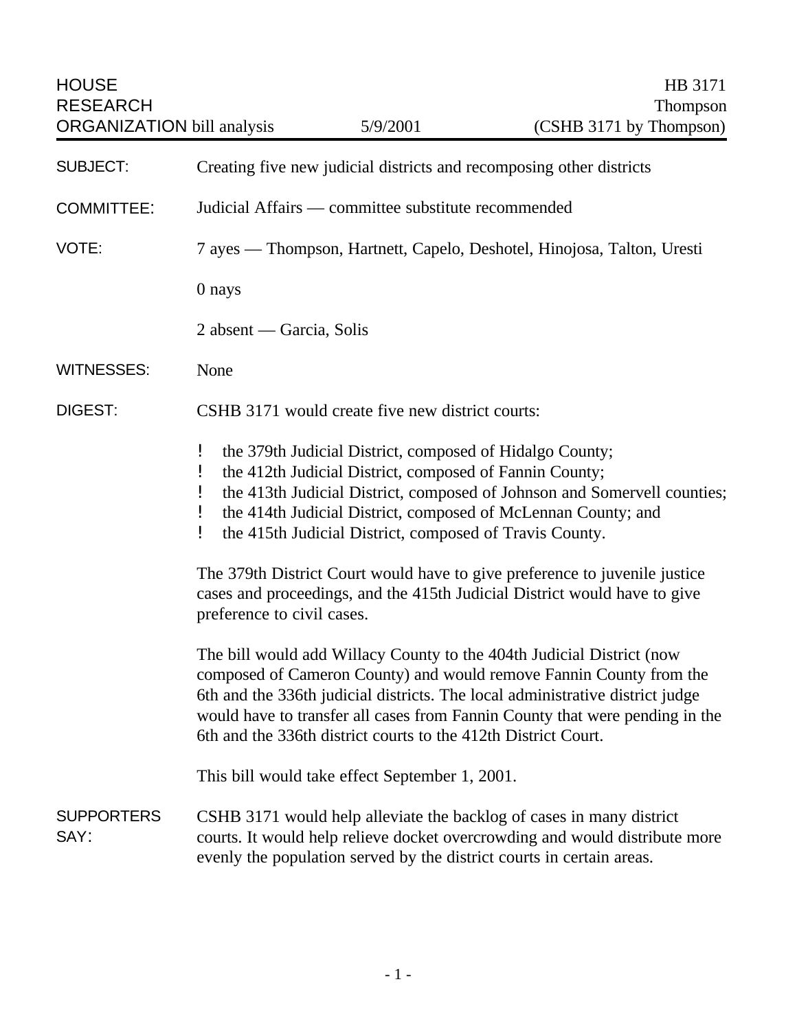HOUSE RESEARCH ORGANIZATION bill analysis — 5/9/2001

HB 3171
Thompson
(CSHB 3171 by Thompson)

**SUBJECT:** Creating five new judicial districts and recomposing other districts

**COMMITTEE:** Judicial Affairs — committee substitute recommended

**VOTE:** 7 ayes — Thompson, Hartnett, Capelo, Deshotel, Hinojosa, Talton, Uresti

0 nays

2 absent — Garcia, Solis

**WITNESSES:** None

**DIGEST:** CSHB 3171 would create five new district courts:

- the 379th Judicial District, composed of Hidalgo County;
- the 412th Judicial District, composed of Fannin County;
- the 413th Judicial District, composed of Johnson and Somervell counties;
- the 414th Judicial District, composed of McLennan County; and
- the 415th Judicial District, composed of Travis County.

The 379th District Court would have to give preference to juvenile justice cases and proceedings, and the 415th Judicial District would have to give preference to civil cases.

The bill would add Willacy County to the 404th Judicial District (now composed of Cameron County) and would remove Fannin County from the 6th and the 336th judicial districts. The local administrative district judge would have to transfer all cases from Fannin County that were pending in the 6th and the 336th district courts to the 412th District Court.

This bill would take effect September 1, 2001.

**SUPPORTERS SAY:** CSHB 3171 would help alleviate the backlog of cases in many district courts. It would help relieve docket overcrowding and would distribute more evenly the population served by the district courts in certain areas.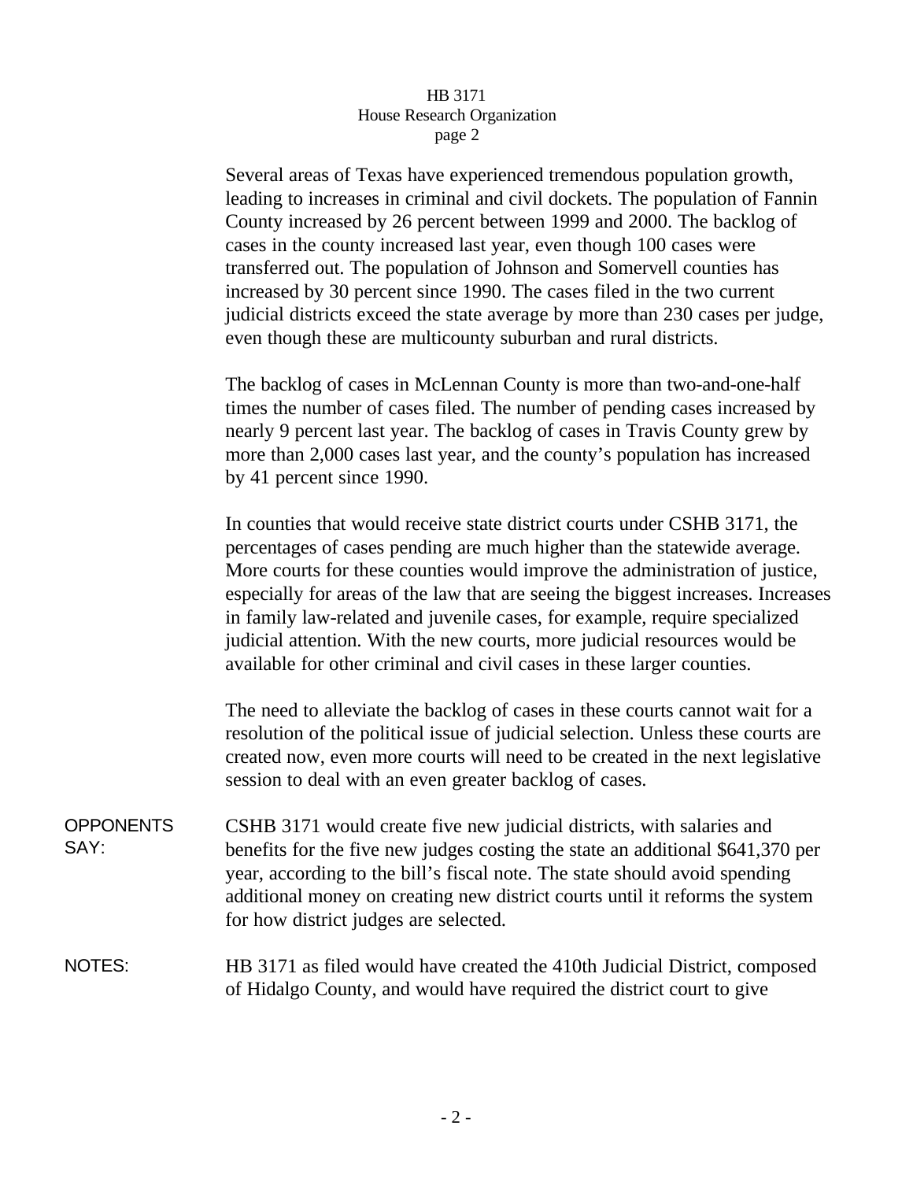Several areas of Texas have experienced tremendous population growth, leading to increases in criminal and civil dockets. The population of Fannin County increased by 26 percent between 1999 and 2000. The backlog of cases in the county increased last year, even though 100 cases were transferred out. The population of Johnson and Somervell counties has increased by 30 percent since 1990. The cases filed in the two current judicial districts exceed the state average by more than 230 cases per judge, even though these are multicounty suburban and rural districts.

The backlog of cases in McLennan County is more than two-and-one-half times the number of cases filed. The number of pending cases increased by nearly 9 percent last year. The backlog of cases in Travis County grew by more than 2,000 cases last year, and the county's population has increased by 41 percent since 1990.

In counties that would receive state district courts under CSHB 3171, the percentages of cases pending are much higher than the statewide average. More courts for these counties would improve the administration of justice, especially for areas of the law that are seeing the biggest increases. Increases in family law-related and juvenile cases, for example, require specialized judicial attention. With the new courts, more judicial resources would be available for other criminal and civil cases in these larger counties.

The need to alleviate the backlog of cases in these courts cannot wait for a resolution of the political issue of judicial selection. Unless these courts are created now, even more courts will need to be created in the next legislative session to deal with an even greater backlog of cases.

**OPPONENTS SAY:** CSHB 3171 would create five new judicial districts, with salaries and benefits for the five new judges costing the state an additional $641,370 per year, according to the bill's fiscal note. The state should avoid spending additional money on creating new district courts until it reforms the system for how district judges are selected.

**NOTES:** HB 3171 as filed would have created the 410th Judicial District, composed of Hidalgo County, and would have required the district court to give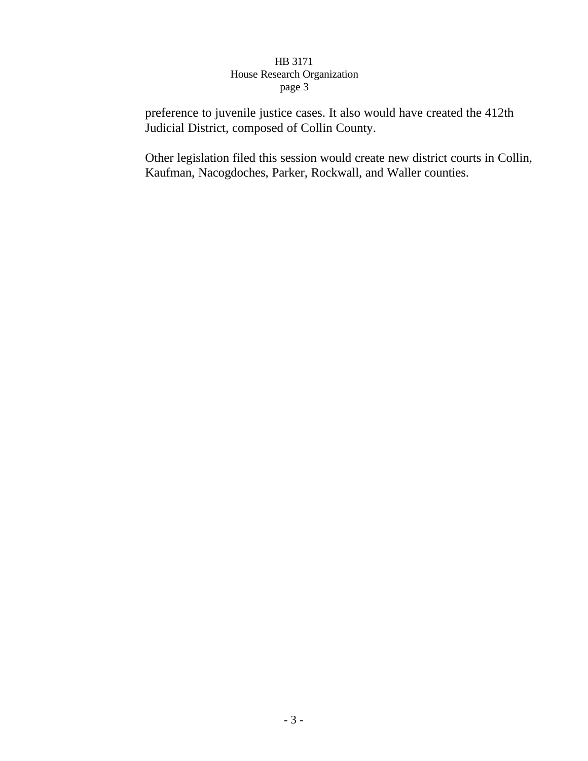preference to juvenile justice cases. It also would have created the 412th Judicial District, composed of Collin County.

Other legislation filed this session would create new district courts in Collin, Kaufman, Nacogdoches, Parker, Rockwall, and Waller counties.